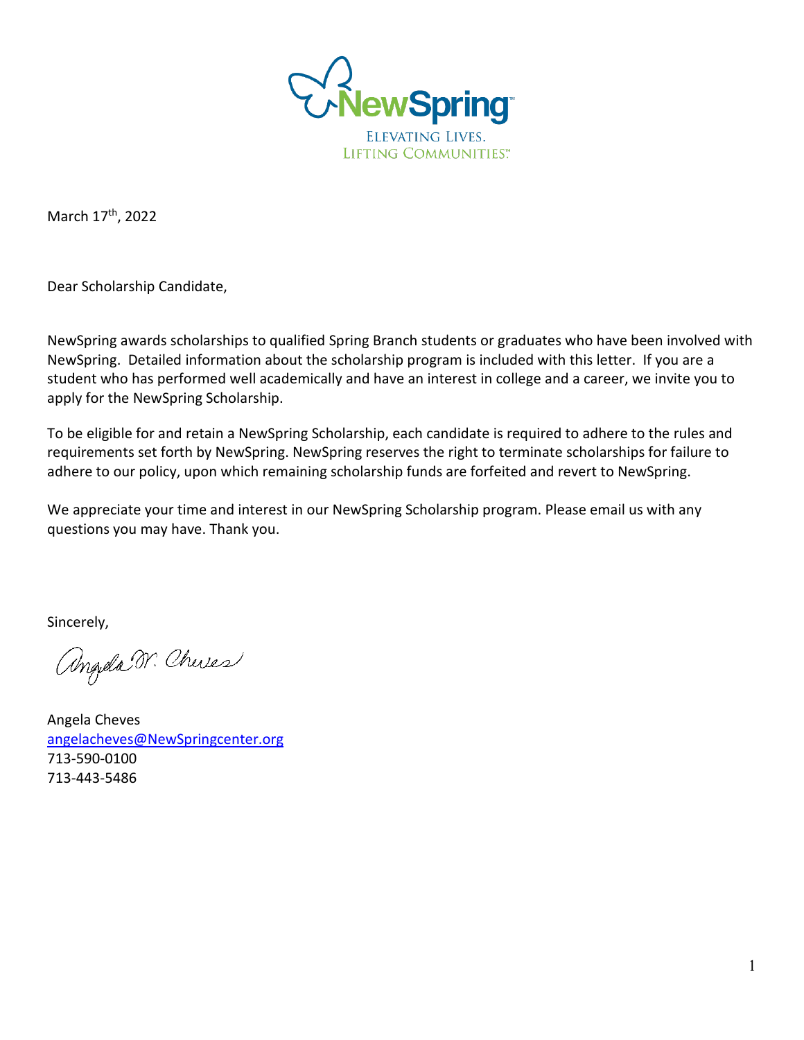NewSpring

ELEVATING LIVES.
LIFTING COMMUNITIES.

March 17th, 2022

Dear Scholarship Candidate,

NewSpring awards scholarships to qualified Spring Branch students or graduates who have been involved with NewSpring. Detailed information about the scholarship program is included with this letter. If you are a student who has performed well academically and have an interest in college and a career, we invite you to apply for the NewSpring Scholarship.

To be eligible for and retain a NewSpring Scholarship, each candidate is required to adhere to the rules and requirements set forth by NewSpring. NewSpring reserves the right to terminate scholarships for failure to adhere to our policy, upon which remaining scholarship funds are forfeited and revert to NewSpring.

We appreciate your time and interest in our NewSpring Scholarship program. Please email us with any questions you may have. Thank you.

Sincerely,

Angela M. Cheves

Angela Cheves
angelacheves@NewSpringcenter.org
713-590-0100
713-443-5486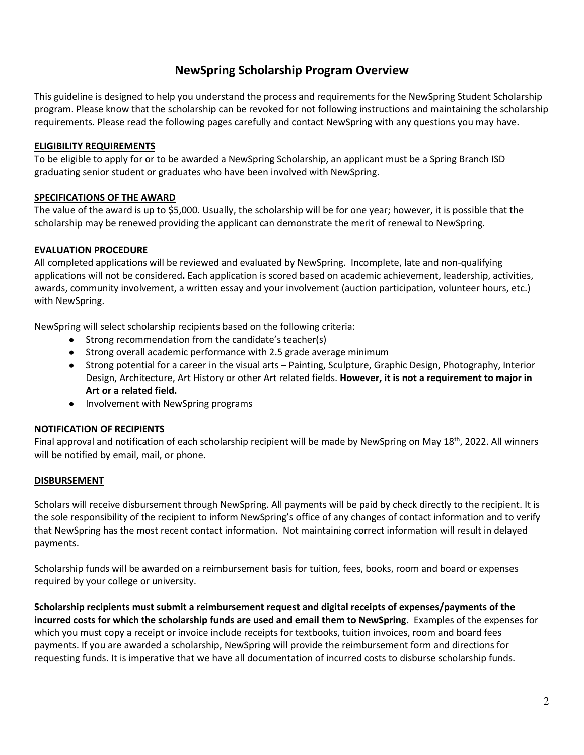# NewSpring Scholarship Program Overview

This guideline is designed to help you understand the process and requirements for the NewSpring Student Scholarship program. Please know that the scholarship can be revoked for not following instructions and maintaining the scholarship requirements. Please read the following pages carefully and contact NewSpring with any questions you may have.

## ELIGIBILITY REQUIREMENTS

To be eligible to apply for or to be awarded a NewSpring Scholarship, an applicant must be a Spring Branch ISD graduating senior student or graduates who have been involved with NewSpring.

## SPECIFICATIONS OF THE AWARD

The value of the award is up to $5,000. Usually, the scholarship will be for one year; however, it is possible that the scholarship may be renewed providing the applicant can demonstrate the merit of renewal to NewSpring.

## EVALUATION PROCEDURE

All completed applications will be reviewed and evaluated by NewSpring. Incomplete, late and non-qualifying applications will not be considered**.** Each application is scored based on academic achievement, leadership, activities, awards, community involvement, a written essay and your involvement (auction participation, volunteer hours, etc.) with NewSpring.

NewSpring will select scholarship recipients based on the following criteria:

- Strong recommendation from the candidate's teacher(s)
- Strong overall academic performance with 2.5 grade average minimum
- Strong potential for a career in the visual arts – Painting, Sculpture, Graphic Design, Photography, Interior Design, Architecture, Art History or other Art related fields. **However, it is not a requirement to major in Art or a related field.**
- Involvement with NewSpring programs

## NOTIFICATION OF RECIPIENTS

Final approval and notification of each scholarship recipient will be made by NewSpring on May 18th, 2022. All winners will be notified by email, mail, or phone.

## DISBURSEMENT

Scholars will receive disbursement through NewSpring. All payments will be paid by check directly to the recipient. It is the sole responsibility of the recipient to inform NewSpring's office of any changes of contact information and to verify that NewSpring has the most recent contact information. Not maintaining correct information will result in delayed payments.

Scholarship funds will be awarded on a reimbursement basis for tuition, fees, books, room and board or expenses required by your college or university.

**Scholarship recipients must submit a reimbursement request and digital receipts of expenses/payments of the incurred costs for which the scholarship funds are used and email them to NewSpring.** Examples of the expenses for which you must copy a receipt or invoice include receipts for textbooks, tuition invoices, room and board fees payments. If you are awarded a scholarship, NewSpring will provide the reimbursement form and directions for requesting funds. It is imperative that we have all documentation of incurred costs to disburse scholarship funds.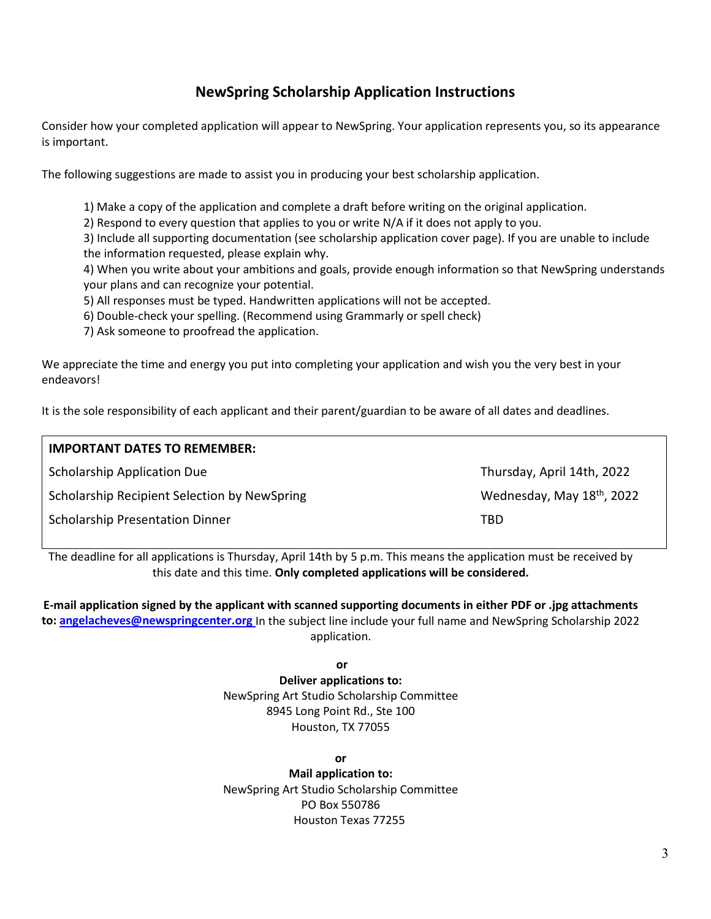## NewSpring Scholarship Application Instructions

Consider how your completed application will appear to NewSpring. Your application represents you, so its appearance is important.

The following suggestions are made to assist you in producing your best scholarship application.

1) Make a copy of the application and complete a draft before writing on the original application.
2) Respond to every question that applies to you or write N/A if it does not apply to you.
3) Include all supporting documentation (see scholarship application cover page). If you are unable to include the information requested, please explain why.
4) When you write about your ambitions and goals, provide enough information so that NewSpring understands your plans and can recognize your potential.
5) All responses must be typed. Handwritten applications will not be accepted.
6) Double-check your spelling. (Recommend using Grammarly or spell check)
7) Ask someone to proofread the application.

We appreciate the time and energy you put into completing your application and wish you the very best in your endeavors!

It is the sole responsibility of each applicant and their parent/guardian to be aware of all dates and deadlines.

| **IMPORTANT DATES TO REMEMBER:** | |
|---|---|
| Scholarship Application Due | Thursday, April 14th, 2022 |
| Scholarship Recipient Selection by NewSpring | Wednesday, May 18th, 2022 |
| Scholarship Presentation Dinner | TBD |

The deadline for all applications is Thursday, April 14th by 5 p.m. This means the application must be received by this date and this time. **Only completed applications will be considered.**

**E-mail application signed by the applicant with scanned supporting documents in either PDF or .jpg attachments to: angelacheves@newspringcenter.org** In the subject line include your full name and NewSpring Scholarship 2022 application.

**or**

**Deliver applications to:**
NewSpring Art Studio Scholarship Committee
8945 Long Point Rd., Ste 100
Houston, TX 77055

**or**

**Mail application to:**
NewSpring Art Studio Scholarship Committee
PO Box 550786
Houston Texas 77255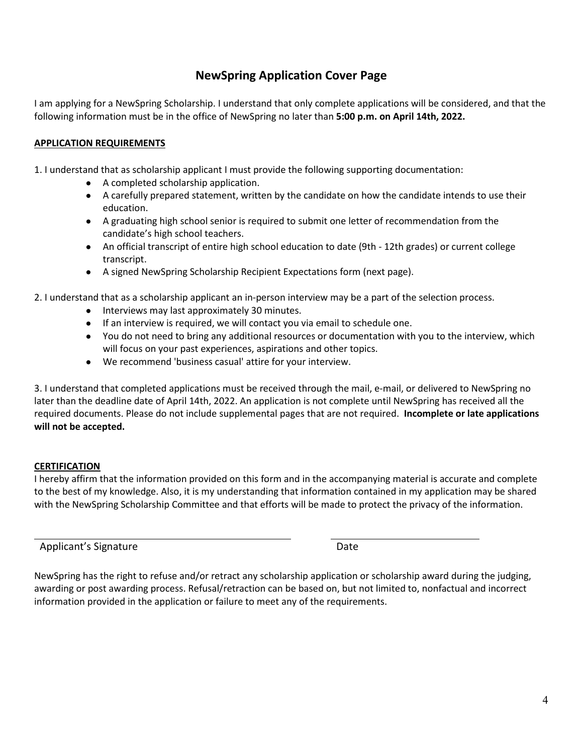# NewSpring Application Cover Page

I am applying for a NewSpring Scholarship. I understand that only complete applications will be considered, and that the following information must be in the office of NewSpring no later than **5:00 p.m. on April 14th, 2022.**

**APPLICATION REQUIREMENTS**

1. I understand that as scholarship applicant I must provide the following supporting documentation:
   - A completed scholarship application.
   - A carefully prepared statement, written by the candidate on how the candidate intends to use their education.
   - A graduating high school senior is required to submit one letter of recommendation from the candidate's high school teachers.
   - An official transcript of entire high school education to date (9th - 12th grades) or current college transcript.
   - A signed NewSpring Scholarship Recipient Expectations form (next page).

2. I understand that as a scholarship applicant an in-person interview may be a part of the selection process.
   - Interviews may last approximately 30 minutes.
   - If an interview is required, we will contact you via email to schedule one.
   - You do not need to bring any additional resources or documentation with you to the interview, which will focus on your past experiences, aspirations and other topics.
   - We recommend 'business casual' attire for your interview.

3. I understand that completed applications must be received through the mail, e-mail, or delivered to NewSpring no later than the deadline date of April 14th, 2022. An application is not complete until NewSpring has received all the required documents. Please do not include supplemental pages that are not required. **Incomplete or late applications will not be accepted.**

**CERTIFICATION**

I hereby affirm that the information provided on this form and in the accompanying material is accurate and complete to the best of my knowledge. Also, it is my understanding that information contained in my application may be shared with the NewSpring Scholarship Committee and that efforts will be made to protect the privacy of the information.

\_\_\_\_\_\_\_\_\_\_\_\_\_\_\_\_\_\_\_\_\_\_\_\_\_\_\_\_\_\_\_\_\_\_\_\_ \_\_\_\_\_\_\_\_\_\_\_\_\_\_\_\_\_\_\_\_

Applicant's Signature Date

NewSpring has the right to refuse and/or retract any scholarship application or scholarship award during the judging, awarding or post awarding process. Refusal/retraction can be based on, but not limited to, nonfactual and incorrect information provided in the application or failure to meet any of the requirements.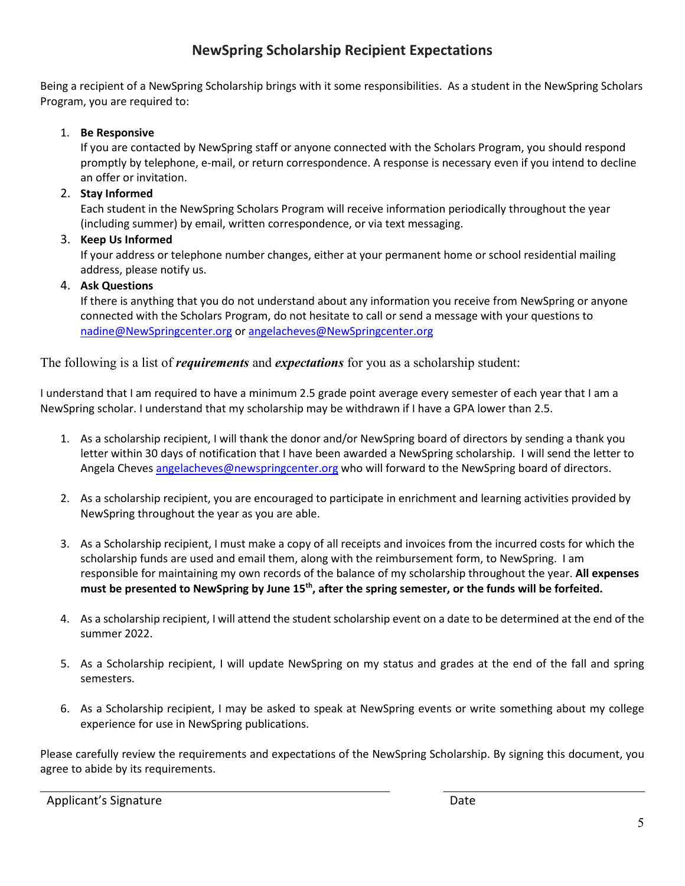# NewSpring Scholarship Recipient Expectations

Being a recipient of a NewSpring Scholarship brings with it some responsibilities. As a student in the NewSpring Scholars Program, you are required to:

1. **Be Responsive**
   If you are contacted by NewSpring staff or anyone connected with the Scholars Program, you should respond promptly by telephone, e-mail, or return correspondence. A response is necessary even if you intend to decline an offer or invitation.
2. **Stay Informed**
   Each student in the NewSpring Scholars Program will receive information periodically throughout the year (including summer) by email, written correspondence, or via text messaging.
3. **Keep Us Informed**
   If your address or telephone number changes, either at your permanent home or school residential mailing address, please notify us.
4. **Ask Questions**
   If there is anything that you do not understand about any information you receive from NewSpring or anyone connected with the Scholars Program, do not hesitate to call or send a message with your questions to nadine@NewSpringcenter.org or angelacheves@NewSpringcenter.org

The following is a list of ***requirements*** and ***expectations*** for you as a scholarship student:

I understand that I am required to have a minimum 2.5 grade point average every semester of each year that I am a NewSpring scholar. I understand that my scholarship may be withdrawn if I have a GPA lower than 2.5.

1. As a scholarship recipient, I will thank the donor and/or NewSpring board of directors by sending a thank you letter within 30 days of notification that I have been awarded a NewSpring scholarship. I will send the letter to Angela Cheves angelacheves@newspringcenter.org who will forward to the NewSpring board of directors.

2. As a scholarship recipient, you are encouraged to participate in enrichment and learning activities provided by NewSpring throughout the year as you are able.

3. As a Scholarship recipient, I must make a copy of all receipts and invoices from the incurred costs for which the scholarship funds are used and email them, along with the reimbursement form, to NewSpring. I am responsible for maintaining my own records of the balance of my scholarship throughout the year. **All expenses must be presented to NewSpring by June 15th, after the spring semester, or the funds will be forfeited.**

4. As a scholarship recipient, I will attend the student scholarship event on a date to be determined at the end of the summer 2022.

5. As a Scholarship recipient, I will update NewSpring on my status and grades at the end of the fall and spring semesters.

6. As a Scholarship recipient, I may be asked to speak at NewSpring events or write something about my college experience for use in NewSpring publications.

Please carefully review the requirements and expectations of the NewSpring Scholarship. By signing this document, you agree to abide by its requirements.

_______________________________________ &nbsp;&nbsp;&nbsp;&nbsp; ____________________

Applicant's Signature &nbsp;&nbsp;&nbsp;&nbsp; Date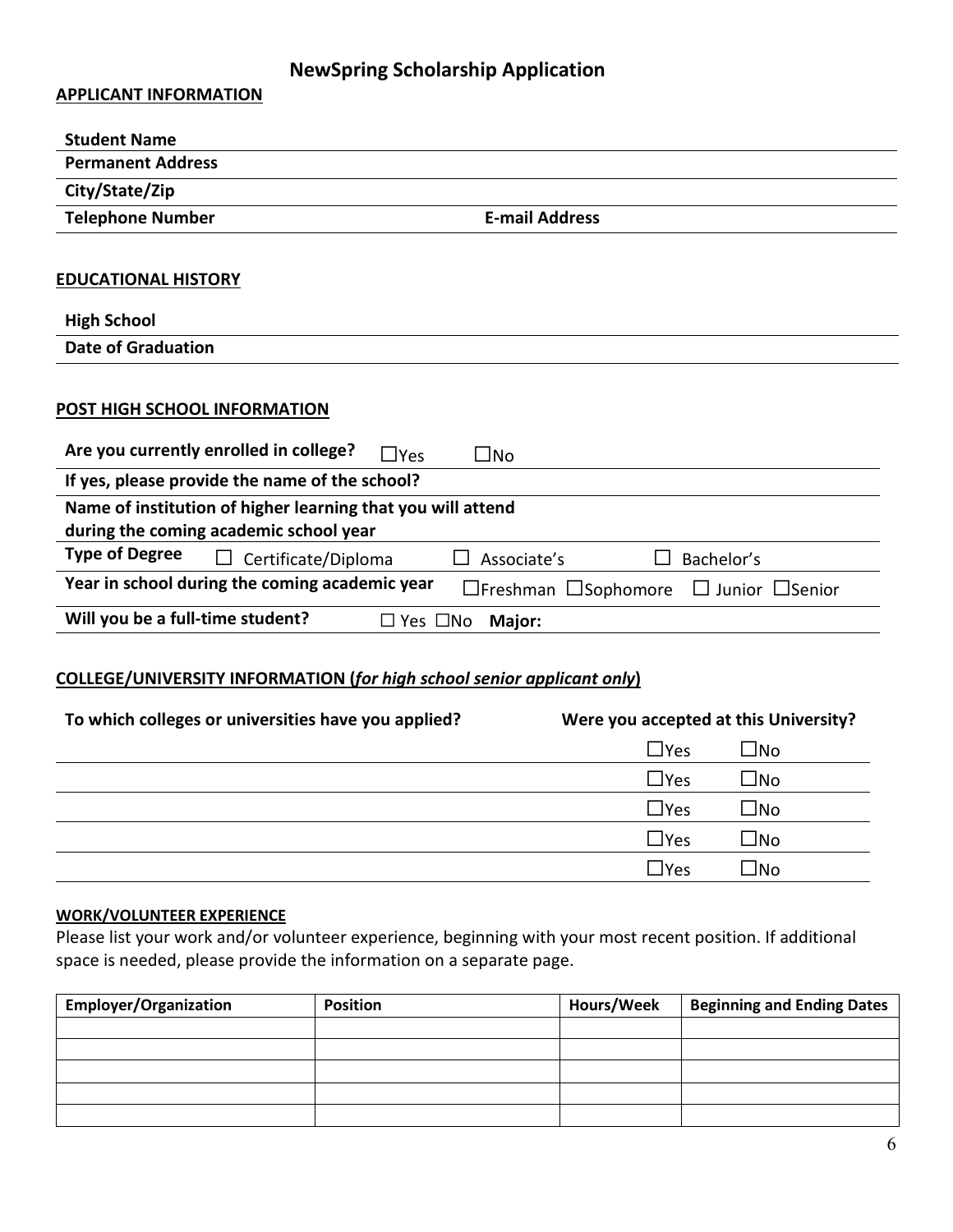# NewSpring Scholarship Application

**APPLICANT INFORMATION**

**Student Name**

**Permanent Address**

**City/State/Zip**

**Telephone Number** **E-mail Address**

**EDUCATIONAL HISTORY**

**High School**

**Date of Graduation**

**POST HIGH SCHOOL INFORMATION**

**Are you currently enrolled in college?** ☐Yes ☐No

**If yes, please provide the name of the school?**

**Name of institution of higher learning that you will attend during the coming academic school year**

**Type of Degree** ☐ Certificate/Diploma ☐ Associate's ☐ Bachelor's

**Year in school during the coming academic year** ☐Freshman ☐Sophomore ☐ Junior ☐Senior

**Will you be a full-time student?** ☐ Yes ☐No **Major:**

**COLLEGE/UNIVERSITY INFORMATION (*for high school senior applicant only*)**

| To which colleges or universities have you applied? | Were you accepted at this University? | |
|---|---|---|
| | ☐Yes | ☐No |
| | ☐Yes | ☐No |
| | ☐Yes | ☐No |
| | ☐Yes | ☐No |
| | ☐Yes | ☐No |

**WORK/VOLUNTEER EXPERIENCE**

Please list your work and/or volunteer experience, beginning with your most recent position. If additional space is needed, please provide the information on a separate page.

| Employer/Organization | Position | Hours/Week | Beginning and Ending Dates |
|---|---|---|---|
| | | | |
| | | | |
| | | | |
| | | | |
| | | | |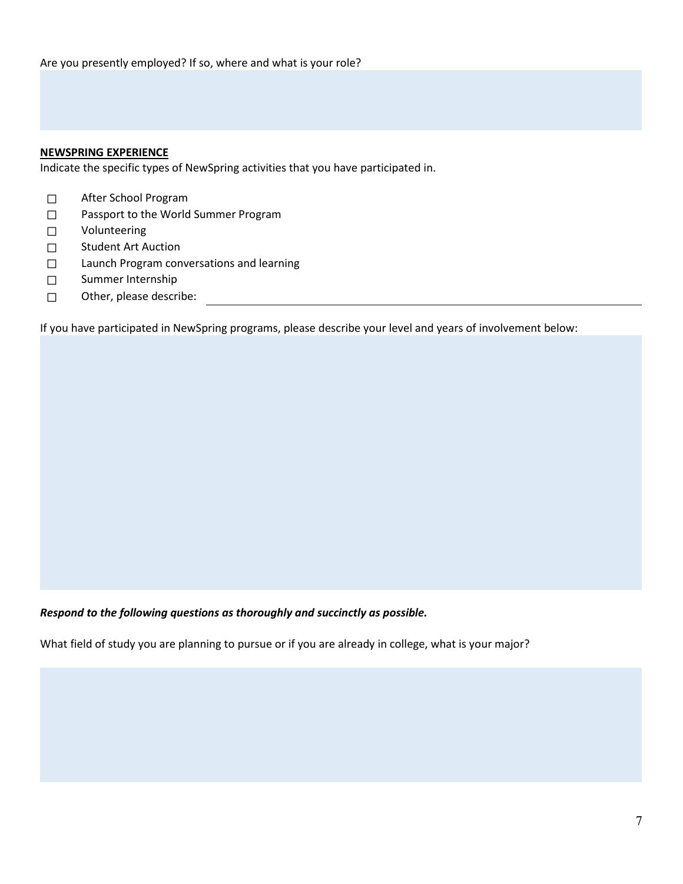Are you presently employed? If so, where and what is your role?

**NEWSPRING EXPERIENCE**

Indicate the specific types of NewSpring activities that you have participated in.

- ☐ After School Program
- ☐ Passport to the World Summer Program
- ☐ Volunteering
- ☐ Student Art Auction
- ☐ Launch Program conversations and learning
- ☐ Summer Internship
- ☐ Other, please describe: ____________________

If you have participated in NewSpring programs, please describe your level and years of involvement below:

***Respond to the following questions as thoroughly and succinctly as possible.***

What field of study you are planning to pursue or if you are already in college, what is your major?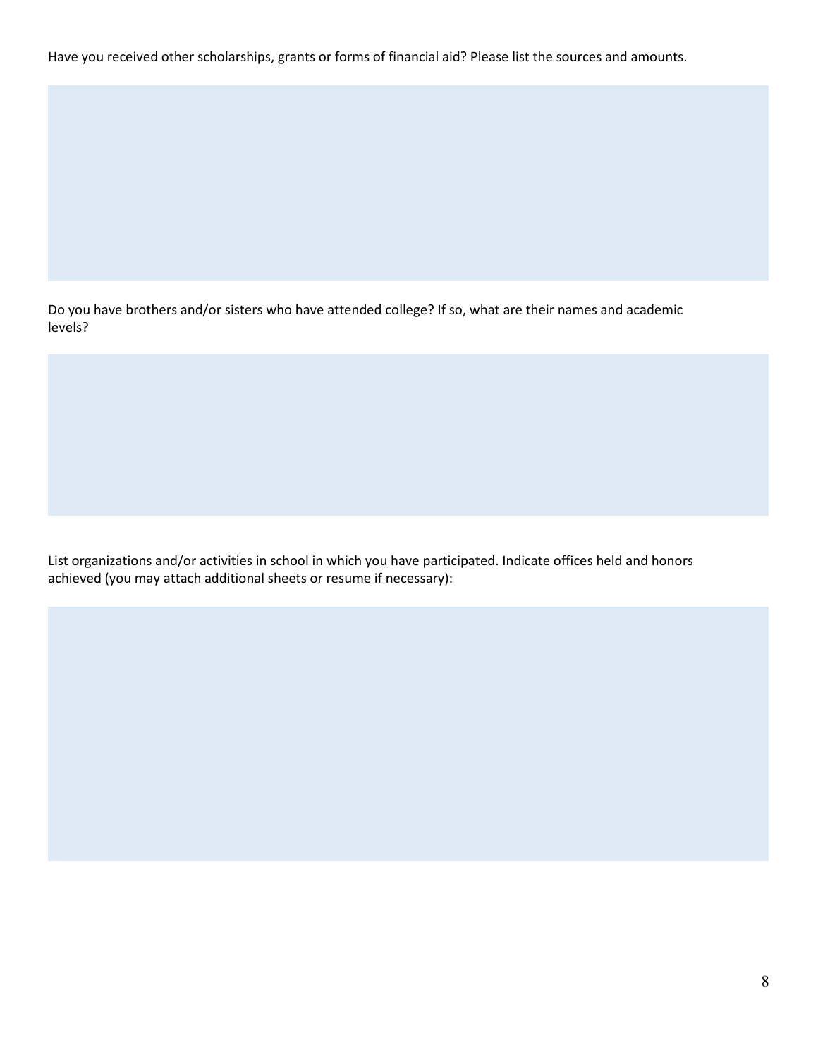Have you received other scholarships, grants or forms of financial aid? Please list the sources and amounts.

Do you have brothers and/or sisters who have attended college? If so, what are their names and academic levels?

List organizations and/or activities in school in which you have participated. Indicate offices held and honors achieved (you may attach additional sheets or resume if necessary):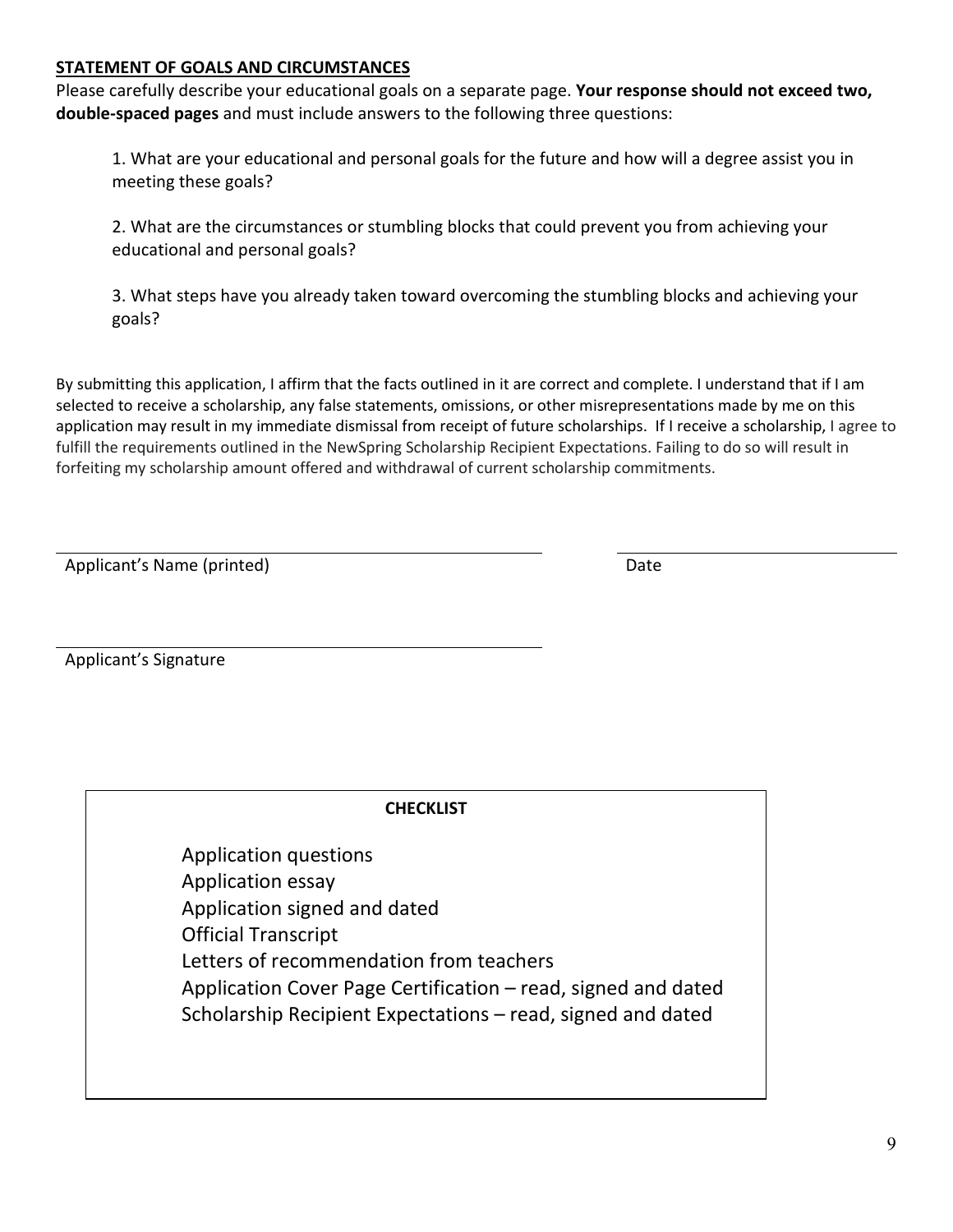**STATEMENT OF GOALS AND CIRCUMSTANCES**

Please carefully describe your educational goals on a separate page. **Your response should not exceed two, double-spaced pages** and must include answers to the following three questions:

1. What are your educational and personal goals for the future and how will a degree assist you in meeting these goals?

2. What are the circumstances or stumbling blocks that could prevent you from achieving your educational and personal goals?

3. What steps have you already taken toward overcoming the stumbling blocks and achieving your goals?

By submitting this application, I affirm that the facts outlined in it are correct and complete. I understand that if I am selected to receive a scholarship, any false statements, omissions, or other misrepresentations made by me on this application may result in my immediate dismissal from receipt of future scholarships. If I receive a scholarship, I agree to fulfill the requirements outlined in the NewSpring Scholarship Recipient Expectations. Failing to do so will result in forfeiting my scholarship amount offered and withdrawal of current scholarship commitments.

\_\_\_\_\_\_\_\_\_\_\_\_\_\_\_\_\_\_\_\_\_\_\_\_\_\_\_\_\_\_\_\_\_\_\_\_ \_\_\_\_\_\_\_\_\_\_\_\_\_\_\_\_\_\_\_\_
Applicant's Name (printed) Date

\_\_\_\_\_\_\_\_\_\_\_\_\_\_\_\_\_\_\_\_\_\_\_\_\_\_\_\_\_\_\_\_\_\_\_\_
Applicant's Signature

**CHECKLIST**

- Application questions
- Application essay
- Application signed and dated
- Official Transcript
- Letters of recommendation from teachers
- Application Cover Page Certification – read, signed and dated
- Scholarship Recipient Expectations – read, signed and dated